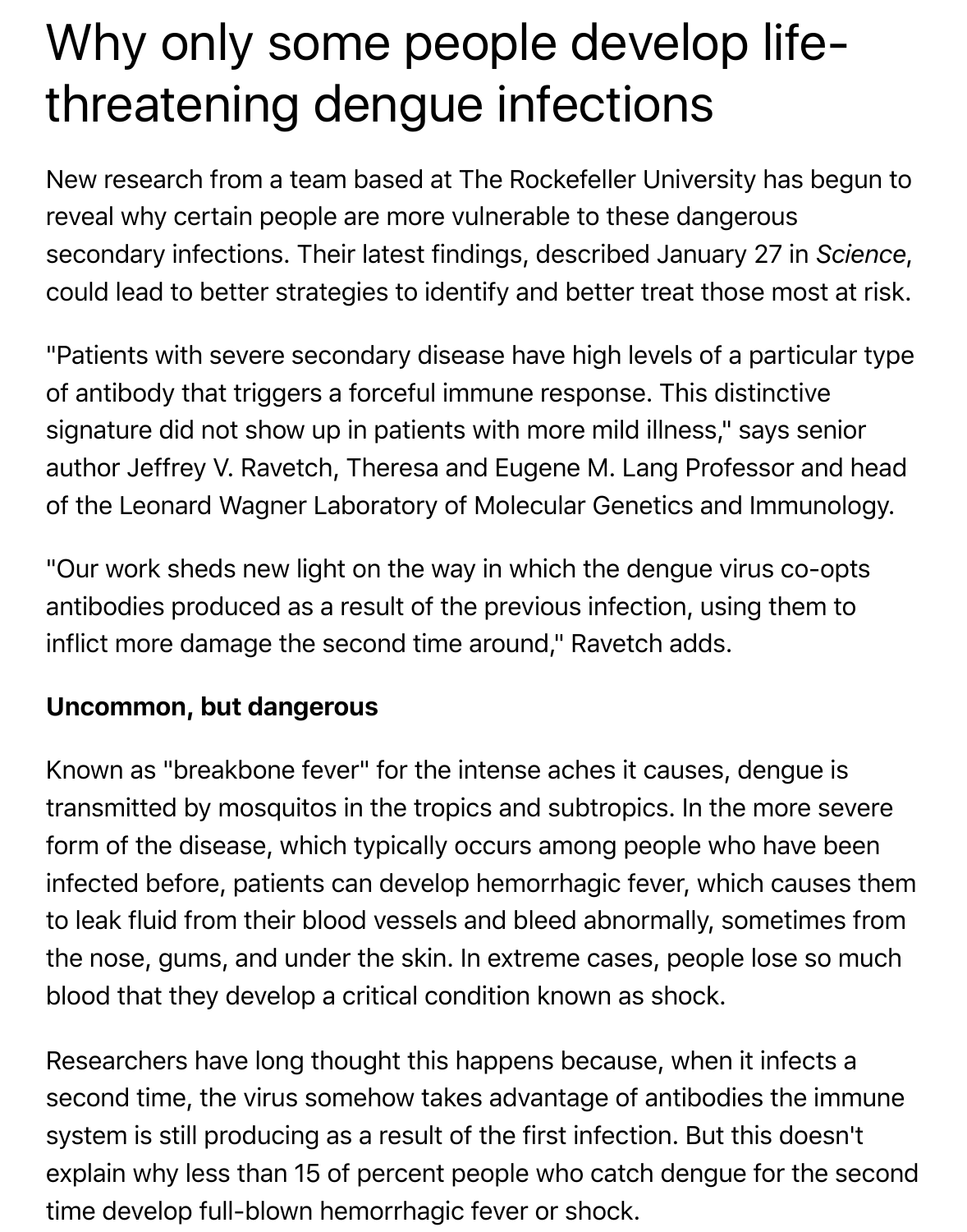# Why only some people develop life-threatening dengue infections

New research from a team based at The Rockefeller University has begun to reveal why certain people are more vulnerable to these dangerous secondary infections. Their latest findings, described January 27 in *Science*, could lead to better strategies to identify and better treat those most at risk.

"Patients with severe secondary disease have high levels of a particular type of antibody that triggers a forceful immune response. This distinctive signature did not show up in patients with more mild illness," says senior author Jeffrey V. Ravetch, Theresa and Eugene M. Lang Professor and head of the Leonard Wagner Laboratory of Molecular Genetics and Immunology.

"Our work sheds new light on the way in which the dengue virus co-opts antibodies produced as a result of the previous infection, using them to inflict more damage the second time around," Ravetch adds.

**Uncommon, but dangerous**

Known as "breakbone fever" for the intense aches it causes, dengue is transmitted by mosquitos in the tropics and subtropics. In the more severe form of the disease, which typically occurs among people who have been infected before, patients can develop hemorrhagic fever, which causes them to leak fluid from their blood vessels and bleed abnormally, sometimes from the nose, gums, and under the skin. In extreme cases, people lose so much blood that they develop a critical condition known as shock.

Researchers have long thought this happens because, when it infects a second time, the virus somehow takes advantage of antibodies the immune system is still producing as a result of the first infection. But this doesn't explain why less than 15 of percent people who catch dengue for the second time develop full-blown hemorrhagic fever or shock.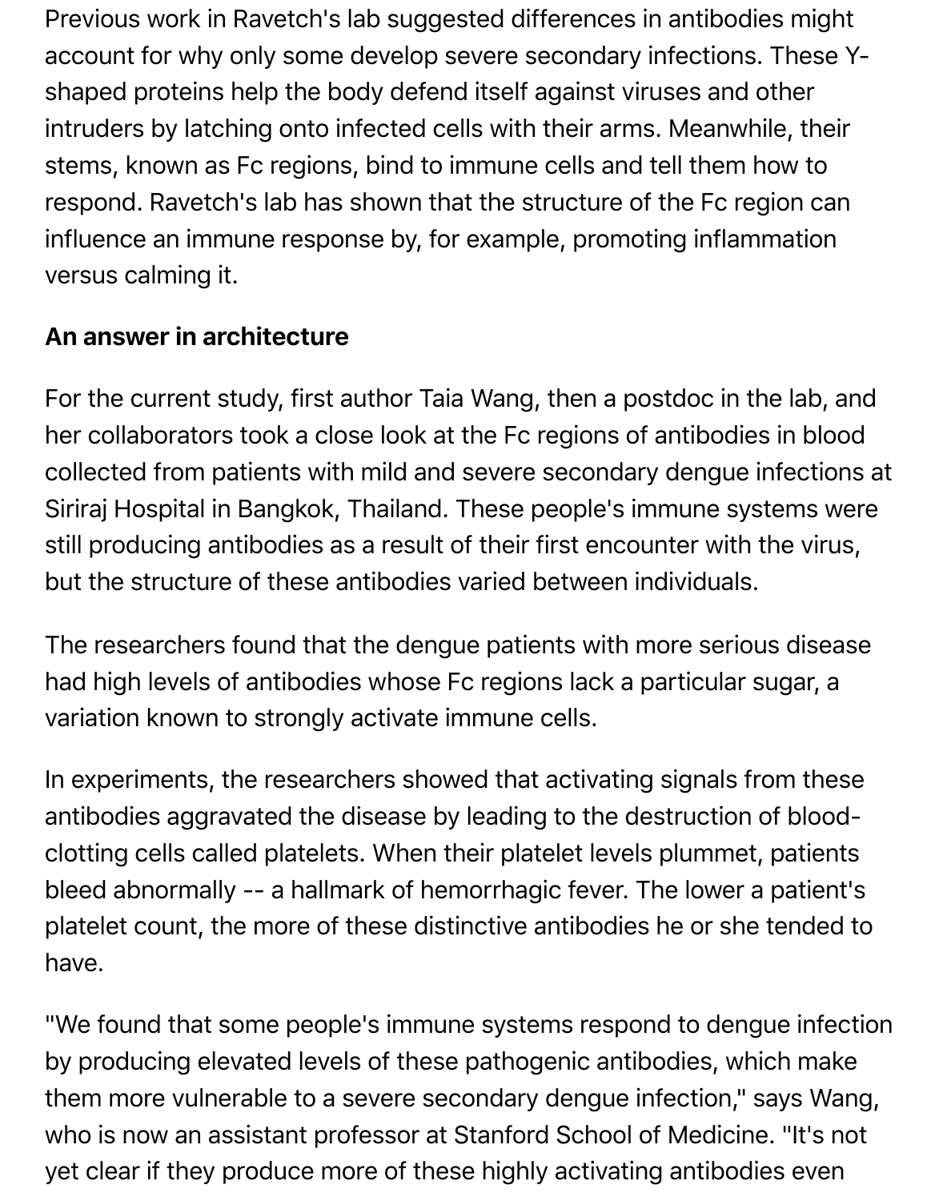Previous work in Ravetch's lab suggested differences in antibodies might account for why only some develop severe secondary infections. These Y-shaped proteins help the body defend itself against viruses and other intruders by latching onto infected cells with their arms. Meanwhile, their stems, known as Fc regions, bind to immune cells and tell them how to respond. Ravetch's lab has shown that the structure of the Fc region can influence an immune response by, for example, promoting inflammation versus calming it.

**An answer in architecture**

For the current study, first author Taia Wang, then a postdoc in the lab, and her collaborators took a close look at the Fc regions of antibodies in blood collected from patients with mild and severe secondary dengue infections at Siriraj Hospital in Bangkok, Thailand. These people's immune systems were still producing antibodies as a result of their first encounter with the virus, but the structure of these antibodies varied between individuals.

The researchers found that the dengue patients with more serious disease had high levels of antibodies whose Fc regions lack a particular sugar, a variation known to strongly activate immune cells.

In experiments, the researchers showed that activating signals from these antibodies aggravated the disease by leading to the destruction of blood-clotting cells called platelets. When their platelet levels plummet, patients bleed abnormally -- a hallmark of hemorrhagic fever. The lower a patient's platelet count, the more of these distinctive antibodies he or she tended to have.

"We found that some people's immune systems respond to dengue infection by producing elevated levels of these pathogenic antibodies, which make them more vulnerable to a severe secondary dengue infection," says Wang, who is now an assistant professor at Stanford School of Medicine. "It's not yet clear if they produce more of these highly activating antibodies even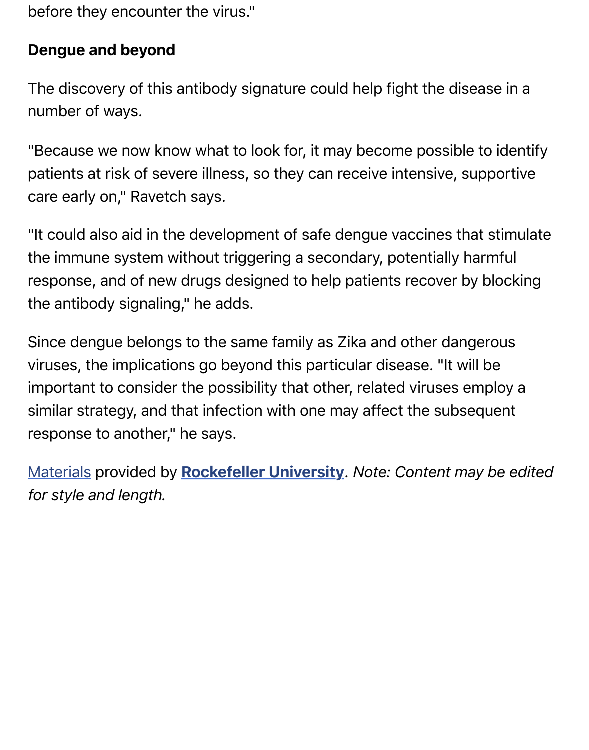before they encounter the virus."

**Dengue and beyond**

The discovery of this antibody signature could help fight the disease in a number of ways.

"Because we now know what to look for, it may become possible to identify patients at risk of severe illness, so they can receive intensive, supportive care early on," Ravetch says.

"It could also aid in the development of safe dengue vaccines that stimulate the immune system without triggering a secondary, potentially harmful response, and of new drugs designed to help patients recover by blocking the antibody signaling," he adds.

Since dengue belongs to the same family as Zika and other dangerous viruses, the implications go beyond this particular disease. "It will be important to consider the possibility that other, related viruses employ a similar strategy, and that infection with one may affect the subsequent response to another," he says.

Materials provided by **Rockefeller University**. *Note: Content may be edited for style and length.*